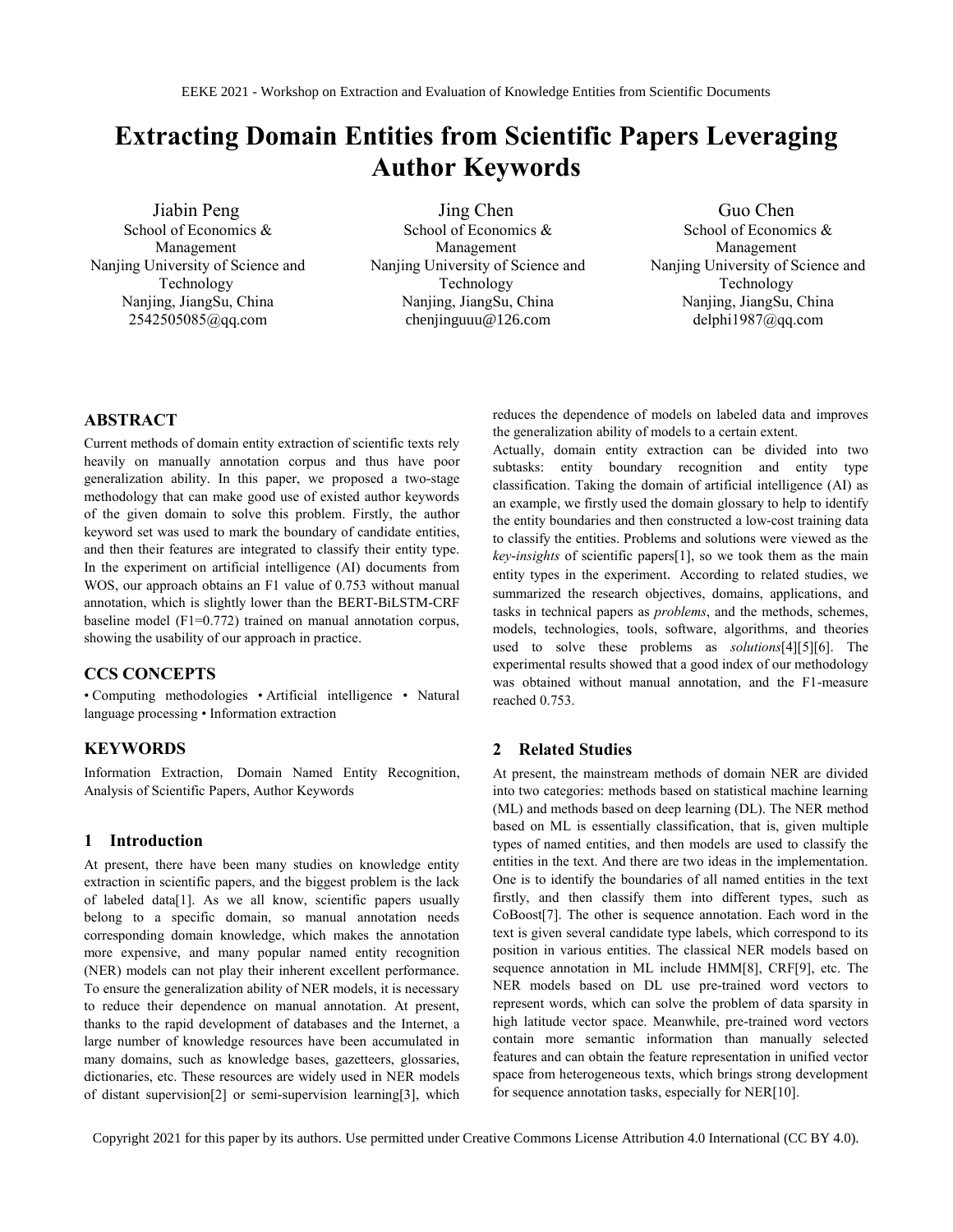# Extracting Domain Entities from Scientific Papers Leveraging Author Keywords

Jiabin Peng
School of Economics & Management
Nanjing University of Science and Technology
Nanjing, JiangSu, China
2542505085@qq.com

Jing Chen
School of Economics & Management
Nanjing University of Science and Technology
Nanjing, JiangSu, China
chenjinguuu@126.com

Guo Chen
School of Economics & Management
Nanjing University of Science and Technology
Nanjing, JiangSu, China
delphi1987@qq.com

## ABSTRACT

Current methods of domain entity extraction of scientific texts rely heavily on manually annotation corpus and thus have poor generalization ability. In this paper, we proposed a two-stage methodology that can make good use of existed author keywords of the given domain to solve this problem. Firstly, the author keyword set was used to mark the boundary of candidate entities, and then their features are integrated to classify their entity type. In the experiment on artificial intelligence (AI) documents from WOS, our approach obtains an F1 value of 0.753 without manual annotation, which is slightly lower than the BERT-BiLSTM-CRF baseline model (F1=0.772) trained on manual annotation corpus, showing the usability of our approach in practice.

## CCS CONCEPTS

• Computing methodologies • Artificial intelligence • Natural language processing • Information extraction

## KEYWORDS

Information Extraction, Domain Named Entity Recognition, Analysis of Scientific Papers, Author Keywords

## 1 Introduction

At present, there have been many studies on knowledge entity extraction in scientific papers, and the biggest problem is the lack of labeled data[1]. As we all know, scientific papers usually belong to a specific domain, so manual annotation needs corresponding domain knowledge, which makes the annotation more expensive, and many popular named entity recognition (NER) models can not play their inherent excellent performance. To ensure the generalization ability of NER models, it is necessary to reduce their dependence on manual annotation. At present, thanks to the rapid development of databases and the Internet, a large number of knowledge resources have been accumulated in many domains, such as knowledge bases, gazetteers, glossaries, dictionaries, etc. These resources are widely used in NER models of distant supervision[2] or semi-supervision learning[3], which reduces the dependence of models on labeled data and improves the generalization ability of models to a certain extent.

Actually, domain entity extraction can be divided into two subtasks: entity boundary recognition and entity type classification. Taking the domain of artificial intelligence (AI) as an example, we firstly used the domain glossary to help to identify the entity boundaries and then constructed a low-cost training data to classify the entities. Problems and solutions were viewed as the *key-insights* of scientific papers[1], so we took them as the main entity types in the experiment. According to related studies, we summarized the research objectives, domains, applications, and tasks in technical papers as *problems*, and the methods, schemes, models, technologies, tools, software, algorithms, and theories used to solve these problems as *solutions*[4][5][6]. The experimental results showed that a good index of our methodology was obtained without manual annotation, and the F1-measure reached 0.753.

## 2 Related Studies

At present, the mainstream methods of domain NER are divided into two categories: methods based on statistical machine learning (ML) and methods based on deep learning (DL). The NER method based on ML is essentially classification, that is, given multiple types of named entities, and then models are used to classify the entities in the text. And there are two ideas in the implementation. One is to identify the boundaries of all named entities in the text firstly, and then classify them into different types, such as CoBoost[7]. The other is sequence annotation. Each word in the text is given several candidate type labels, which correspond to its position in various entities. The classical NER models based on sequence annotation in ML include HMM[8], CRF[9], etc. The NER models based on DL use pre-trained word vectors to represent words, which can solve the problem of data sparsity in high latitude vector space. Meanwhile, pre-trained word vectors contain more semantic information than manually selected features and can obtain the feature representation in unified vector space from heterogeneous texts, which brings strong development for sequence annotation tasks, especially for NER[10].

Copyright 2021 for this paper by its authors. Use permitted under Creative Commons License Attribution 4.0 International (CC BY 4.0).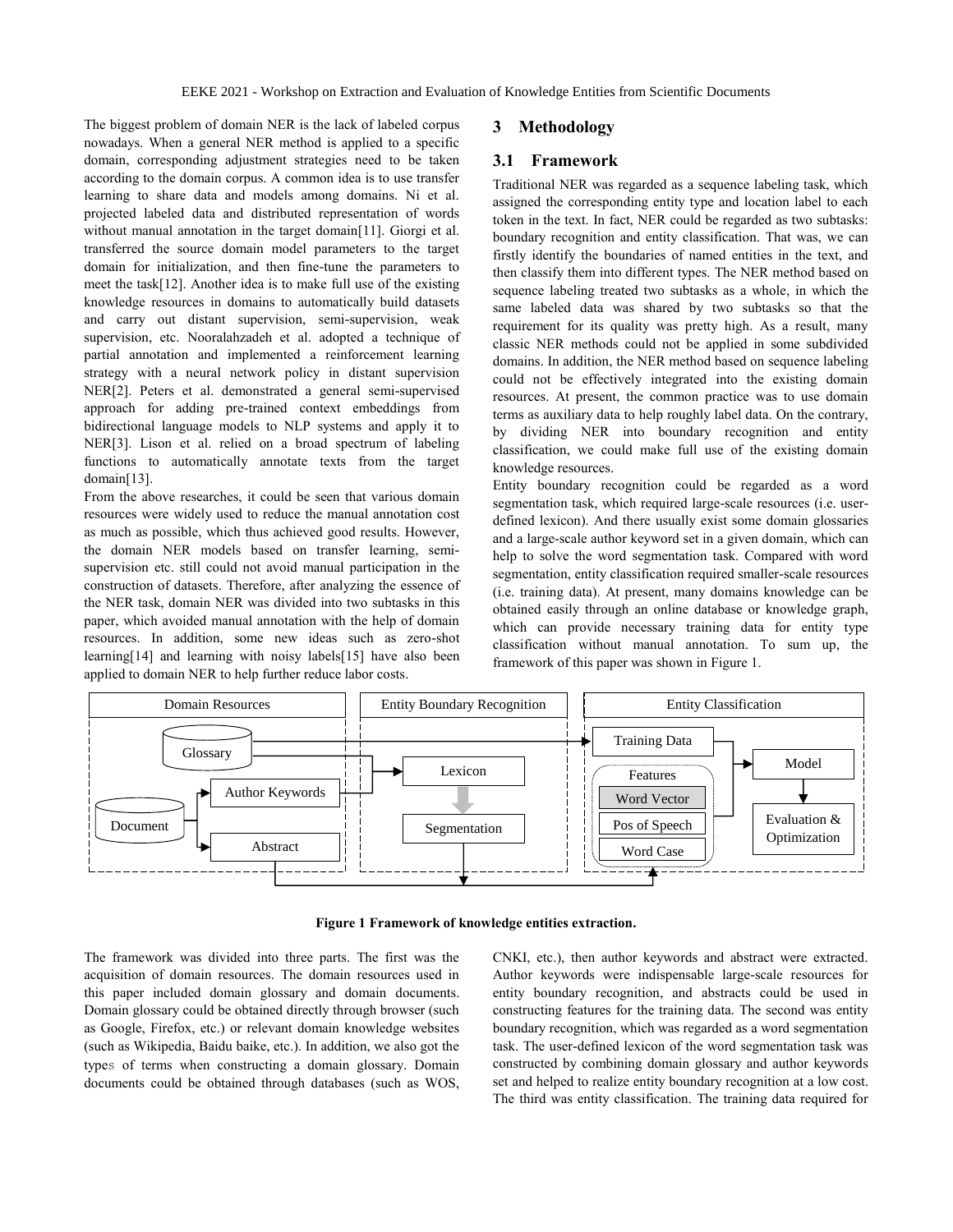The biggest problem of domain NER is the lack of labeled corpus nowadays. When a general NER method is applied to a specific domain, corresponding adjustment strategies need to be taken according to the domain corpus. A common idea is to use transfer learning to share data and models among domains. Ni et al. projected labeled data and distributed representation of words without manual annotation in the target domain[11]. Giorgi et al. transferred the source domain model parameters to the target domain for initialization, and then fine-tune the parameters to meet the task[12]. Another idea is to make full use of the existing knowledge resources in domains to automatically build datasets and carry out distant supervision, semi-supervision, weak supervision, etc. Nooralahzadeh et al. adopted a technique of partial annotation and implemented a reinforcement learning strategy with a neural network policy in distant supervision NER[2]. Peters et al. demonstrated a general semi-supervised approach for adding pre-trained context embeddings from bidirectional language models to NLP systems and apply it to NER[3]. Lison et al. relied on a broad spectrum of labeling functions to automatically annotate texts from the target domain[13].

From the above researches, it could be seen that various domain resources were widely used to reduce the manual annotation cost as much as possible, which thus achieved good results. However, the domain NER models based on transfer learning, semi-supervision etc. still could not avoid manual participation in the construction of datasets. Therefore, after analyzing the essence of the NER task, domain NER was divided into two subtasks in this paper, which avoided manual annotation with the help of domain resources. In addition, some new ideas such as zero-shot learning[14] and learning with noisy labels[15] have also been applied to domain NER to help further reduce labor costs.

## 3 Methodology

### 3.1 Framework

Traditional NER was regarded as a sequence labeling task, which assigned the corresponding entity type and location label to each token in the text. In fact, NER could be regarded as two subtasks: boundary recognition and entity classification. That was, we can firstly identify the boundaries of named entities in the text, and then classify them into different types. The NER method based on sequence labeling treated two subtasks as a whole, in which the same labeled data was shared by two subtasks so that the requirement for its quality was pretty high. As a result, many classic NER methods could not be applied in some subdivided domains. In addition, the NER method based on sequence labeling could not be effectively integrated into the existing domain resources. At present, the common practice was to use domain terms as auxiliary data to help roughly label data. On the contrary, by dividing NER into boundary recognition and entity classification, we could make full use of the existing domain knowledge resources.

Entity boundary recognition could be regarded as a word segmentation task, which required large-scale resources (i.e. user-defined lexicon). And there usually exist some domain glossaries and a large-scale author keyword set in a given domain, which can help to solve the word segmentation task. Compared with word segmentation, entity classification required smaller-scale resources (i.e. training data). At present, many domains knowledge can be obtained easily through an online database or knowledge graph, which can provide necessary training data for entity type classification without manual annotation. To sum up, the framework of this paper was shown in Figure 1.

| Domain Resources | Entity Boundary Recognition | Entity Classification |
| --- | --- | --- |
| Glossary; Document → Author Keywords, Abstract | Lexicon → Segmentation | Training Data; Features (Word Vector, Pos of Speech, Word Case) → Model → Evaluation & Optimization |

**Figure 1 Framework of knowledge entities extraction.**

The framework was divided into three parts. The first was the acquisition of domain resources. The domain resources used in this paper included domain glossary and domain documents. Domain glossary could be obtained directly through browser (such as Google, Firefox, etc.) or relevant domain knowledge websites (such as Wikipedia, Baidu baike, etc.). In addition, we also got the types of terms when constructing a domain glossary. Domain documents could be obtained through databases (such as WOS, CNKI, etc.), then author keywords and abstract were extracted. Author keywords were indispensable large-scale resources for entity boundary recognition, and abstracts could be used in constructing features for the training data. The second was entity boundary recognition, which was regarded as a word segmentation task. The user-defined lexicon of the word segmentation task was constructed by combining domain glossary and author keywords set and helped to realize entity boundary recognition at a low cost. The third was entity classification. The training data required for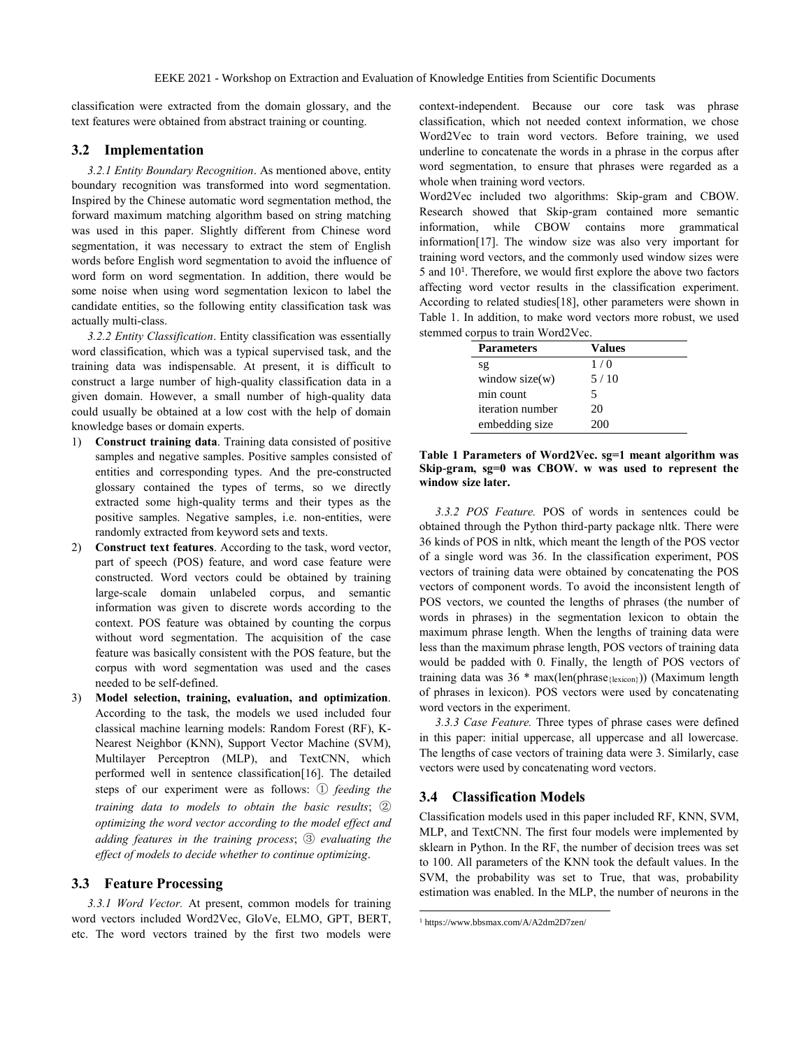classification were extracted from the domain glossary, and the text features were obtained from abstract training or counting.

## 3.2 Implementation

*3.2.1 Entity Boundary Recognition*. As mentioned above, entity boundary recognition was transformed into word segmentation. Inspired by the Chinese automatic word segmentation method, the forward maximum matching algorithm based on string matching was used in this paper. Slightly different from Chinese word segmentation, it was necessary to extract the stem of English words before English word segmentation to avoid the influence of word form on word segmentation. In addition, there would be some noise when using word segmentation lexicon to label the candidate entities, so the following entity classification task was actually multi-class.

*3.2.2 Entity Classification*. Entity classification was essentially word classification, which was a typical supervised task, and the training data was indispensable. At present, it is difficult to construct a large number of high-quality classification data in a given domain. However, a small number of high-quality data could usually be obtained at a low cost with the help of domain knowledge bases or domain experts.

1) **Construct training data**. Training data consisted of positive samples and negative samples. Positive samples consisted of entities and corresponding types. And the pre-constructed glossary contained the types of terms, so we directly extracted some high-quality terms and their types as the positive samples. Negative samples, i.e. non-entities, were randomly extracted from keyword sets and texts.
2) **Construct text features**. According to the task, word vector, part of speech (POS) feature, and word case feature were constructed. Word vectors could be obtained by training large-scale domain unlabeled corpus, and semantic information was given to discrete words according to the context. POS feature was obtained by counting the corpus without word segmentation. The acquisition of the case feature was basically consistent with the POS feature, but the corpus with word segmentation was used and the cases needed to be self-defined.
3) **Model selection, training, evaluation, and optimization**. According to the task, the models we used included four classical machine learning models: Random Forest (RF), K-Nearest Neighbor (KNN), Support Vector Machine (SVM), Multilayer Perceptron (MLP), and TextCNN, which performed well in sentence classification[16]. The detailed steps of our experiment were as follows: ① *feeding the training data to models to obtain the basic results*; ② *optimizing the word vector according to the model effect and adding features in the training process*; ③ *evaluating the effect of models to decide whether to continue optimizing*.

## 3.3 Feature Processing

*3.3.1 Word Vector.* At present, common models for training word vectors included Word2Vec, GloVe, ELMO, GPT, BERT, etc. The word vectors trained by the first two models were context-independent. Because our core task was phrase classification, which not needed context information, we chose Word2Vec to train word vectors. Before training, we used underline to concatenate the words in a phrase in the corpus after word segmentation, to ensure that phrases were regarded as a whole when training word vectors.

Word2Vec included two algorithms: Skip-gram and CBOW. Research showed that Skip-gram contained more semantic information, while CBOW contains more grammatical information[17]. The window size was also very important for training word vectors, and the commonly used window sizes were 5 and 10[1]. Therefore, we would first explore the above two factors affecting word vector results in the classification experiment. According to related studies[18], other parameters were shown in Table 1. In addition, to make word vectors more robust, we used stemmed corpus to train Word2Vec.

| Parameters | Values |
|---|---|
| sg | 1 / 0 |
| window size(w) | 5 / 10 |
| min count | 5 |
| iteration number | 20 |
| embedding size | 200 |

**Table 1 Parameters of Word2Vec. sg=1 meant algorithm was Skip-gram, sg=0 was CBOW. w was used to represent the window size later.**

*3.3.2 POS Feature.* POS of words in sentences could be obtained through the Python third-party package nltk. There were 36 kinds of POS in nltk, which meant the length of the POS vector of a single word was 36. In the classification experiment, POS vectors of training data were obtained by concatenating the POS vectors of component words. To avoid the inconsistent length of POS vectors, we counted the lengths of phrases (the number of words in phrases) in the segmentation lexicon to obtain the maximum phrase length. When the lengths of training data were less than the maximum phrase length, POS vectors of training data would be padded with 0. Finally, the length of POS vectors of training data was $36 * \max(\text{len}(\text{phrase}_{\{lexicon\}}))$ (Maximum length of phrases in lexicon). POS vectors were used by concatenating word vectors in the experiment.

*3.3.3 Case Feature.* Three types of phrase cases were defined in this paper: initial uppercase, all uppercase and all lowercase. The lengths of case vectors of training data were 3. Similarly, case vectors were used by concatenating word vectors.

## 3.4 Classification Models

Classification models used in this paper included RF, KNN, SVM, MLP, and TextCNN. The first four models were implemented by sklearn in Python. In the RF, the number of decision trees was set to 100. All parameters of the KNN took the default values. In the SVM, the probability was set to True, that was, probability estimation was enabled. In the MLP, the number of neurons in the

[1] https://www.bbsmax.com/A/A2dm2D7zen/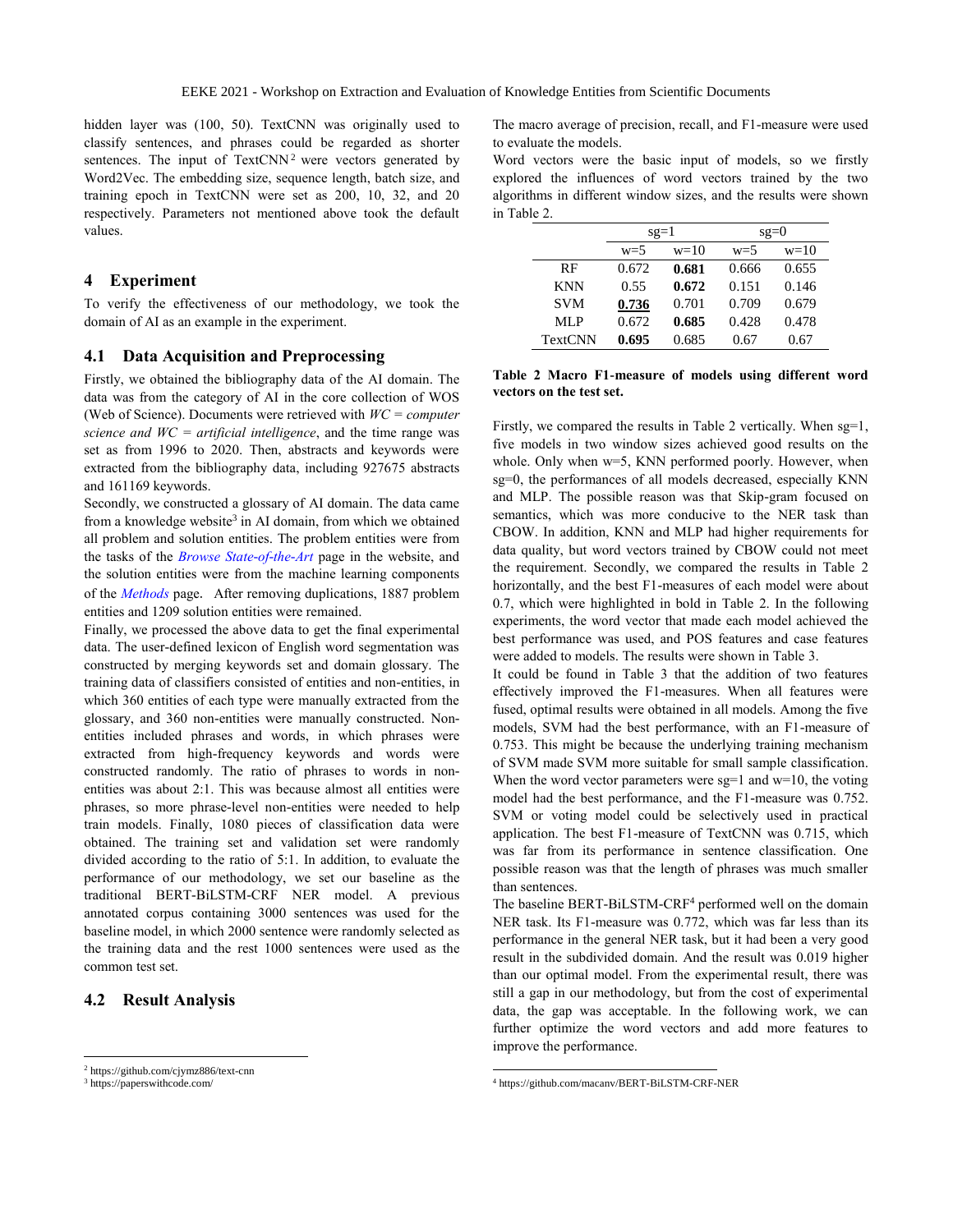hidden layer was (100, 50). TextCNN was originally used to classify sentences, and phrases could be regarded as shorter sentences. The input of TextCNN[2] were vectors generated by Word2Vec. The embedding size, sequence length, batch size, and training epoch in TextCNN were set as 200, 10, 32, and 20 respectively. Parameters not mentioned above took the default values.

## 4 Experiment

To verify the effectiveness of our methodology, we took the domain of AI as an example in the experiment.

### 4.1 Data Acquisition and Preprocessing

Firstly, we obtained the bibliography data of the AI domain. The data was from the category of AI in the core collection of WOS (Web of Science). Documents were retrieved with *WC = computer science and WC = artificial intelligence*, and the time range was set as from 1996 to 2020. Then, abstracts and keywords were extracted from the bibliography data, including 927675 abstracts and 161169 keywords.

Secondly, we constructed a glossary of AI domain. The data came from a knowledge website[3] in AI domain, from which we obtained all problem and solution entities. The problem entities were from the tasks of the *Browse State-of-the-Art* page in the website, and the solution entities were from the machine learning components of the *Methods* page. After removing duplications, 1887 problem entities and 1209 solution entities were remained.

Finally, we processed the above data to get the final experimental data. The user-defined lexicon of English word segmentation was constructed by merging keywords set and domain glossary. The training data of classifiers consisted of entities and non-entities, in which 360 entities of each type were manually extracted from the glossary, and 360 non-entities were manually constructed. Non-entities included phrases and words, in which phrases were extracted from high-frequency keywords and words were constructed randomly. The ratio of phrases to words in non-entities was about 2:1. This was because almost all entities were phrases, so more phrase-level non-entities were needed to help train models. Finally, 1080 pieces of classification data were obtained. The training set and validation set were randomly divided according to the ratio of 5:1. In addition, to evaluate the performance of our methodology, we set our baseline as the traditional BERT-BiLSTM-CRF NER model. A previous annotated corpus containing 3000 sentences was used for the baseline model, in which 2000 sentence were randomly selected as the training data and the rest 1000 sentences were used as the common test set.

### 4.2 Result Analysis

The macro average of precision, recall, and F1-measure were used to evaluate the models.

Word vectors were the basic input of models, so we firstly explored the influences of word vectors trained by the two algorithms in different window sizes, and the results were shown in Table 2.

| | sg=1 | | sg=0 | |
|---|---|---|---|---|
| | w=5 | w=10 | w=5 | w=10 |
| RF | 0.672 | **0.681** | 0.666 | 0.655 |
| KNN | 0.55 | **0.672** | 0.151 | 0.146 |
| SVM | **0.736** | 0.701 | 0.709 | 0.679 |
| MLP | 0.672 | **0.685** | 0.428 | 0.478 |
| TextCNN | **0.695** | 0.685 | 0.67 | 0.67 |

**Table 2 Macro F1-measure of models using different word vectors on the test set.**

Firstly, we compared the results in Table 2 vertically. When sg=1, five models in two window sizes achieved good results on the whole. Only when w=5, KNN performed poorly. However, when sg=0, the performances of all models decreased, especially KNN and MLP. The possible reason was that Skip-gram focused on semantics, which was more conducive to the NER task than CBOW. In addition, KNN and MLP had higher requirements for data quality, but word vectors trained by CBOW could not meet the requirement. Secondly, we compared the results in Table 2 horizontally, and the best F1-measures of each model were about 0.7, which were highlighted in bold in Table 2. In the following experiments, the word vector that made each model achieved the best performance was used, and POS features and case features were added to models. The results were shown in Table 3.

It could be found in Table 3 that the addition of two features effectively improved the F1-measures. When all features were fused, optimal results were obtained in all models. Among the five models, SVM had the best performance, with an F1-measure of 0.753. This might be because the underlying training mechanism of SVM made SVM more suitable for small sample classification. When the word vector parameters were sg=1 and w=10, the voting model had the best performance, and the F1-measure was 0.752. SVM or voting model could be selectively used in practical application. The best F1-measure of TextCNN was 0.715, which was far from its performance in sentence classification. One possible reason was that the length of phrases was much smaller than sentences.

The baseline BERT-BiLSTM-CRF[4] performed well on the domain NER task. Its F1-measure was 0.772, which was far less than its performance in the general NER task, but it had been a very good result in the subdivided domain. And the result was 0.019 higher than our optimal model. From the experimental result, there was still a gap in our methodology, but from the cost of experimental data, the gap was acceptable. In the following work, we can further optimize the word vectors and add more features to improve the performance.

---

[2] https://github.com/cjymz886/text-cnn

[3] https://paperswithcode.com/

[4] https://github.com/macanv/BERT-BiLSTM-CRF-NER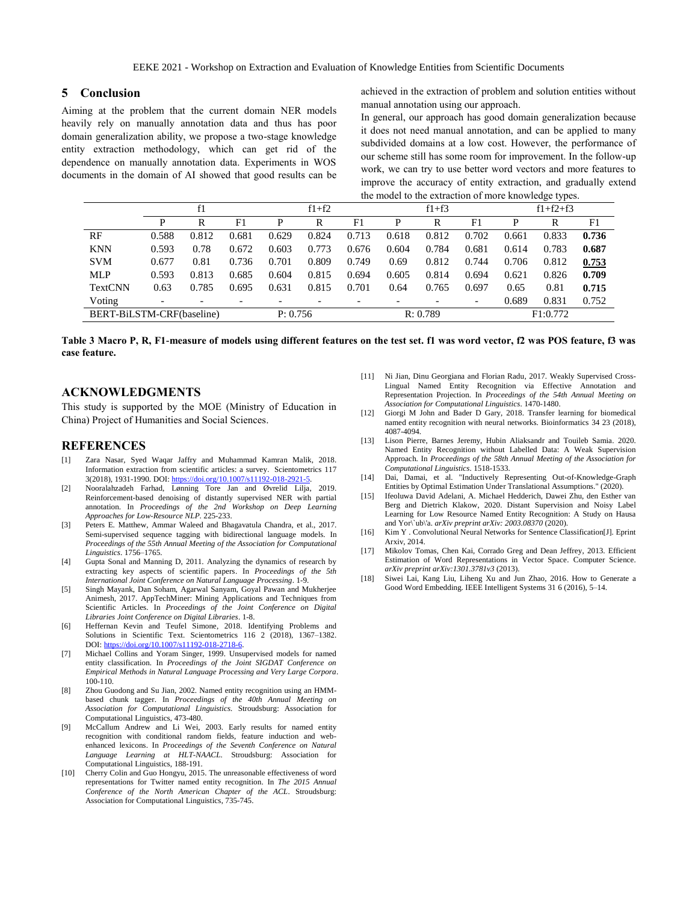## 5 Conclusion

Aiming at the problem that the current domain NER models heavily rely on manually annotation data and thus has poor domain generalization ability, we propose a two-stage knowledge entity extraction methodology, which can get rid of the dependence on manually annotation data. Experiments in WOS documents in the domain of AI showed that good results can be achieved in the extraction of problem and solution entities without manual annotation using our approach.

In general, our approach has good domain generalization because it does not need manual annotation, and can be applied to many subdivided domains at a low cost. However, the performance of our scheme still has some room for improvement. In the follow-up work, we can try to use better word vectors and more features to improve the accuracy of entity extraction, and gradually extend the model to the extraction of more knowledge types.

| | f1 | | | f1+f2 | | | f1+f3 | | | f1+f2+f3 | | |
|---|---|---|---|---|---|---|---|---|---|---|---|---|
| | P | R | F1 | P | R | F1 | P | R | F1 | P | R | F1 |
| RF | 0.588 | 0.812 | 0.681 | 0.629 | 0.824 | 0.713 | 0.618 | 0.812 | 0.702 | 0.661 | 0.833 | **0.736** |
| KNN | 0.593 | 0.78 | 0.672 | 0.603 | 0.773 | 0.676 | 0.604 | 0.784 | 0.681 | 0.614 | 0.783 | **0.687** |
| SVM | 0.677 | 0.81 | 0.736 | 0.701 | 0.809 | 0.749 | 0.69 | 0.812 | 0.744 | 0.706 | 0.812 | **<u>0.753</u>** |
| MLP | 0.593 | 0.813 | 0.685 | 0.604 | 0.815 | 0.694 | 0.605 | 0.814 | 0.694 | 0.621 | 0.826 | **0.709** |
| TextCNN | 0.63 | 0.785 | 0.695 | 0.631 | 0.815 | 0.701 | 0.64 | 0.765 | 0.697 | 0.65 | 0.81 | **0.715** |
| Voting | - | - | - | - | - | - | - | - | - | 0.689 | 0.831 | 0.752 |
| BERT-BiLSTM-CRF(baseline) | | | | P: 0.756 | | | R: 0.789 | | | F1:0.772 | | |

**Table 3 Macro P, R, F1-measure of models using different features on the test set. f1 was word vector, f2 was POS feature, f3 was case feature.**

## ACKNOWLEDGMENTS

This study is supported by the MOE (Ministry of Education in China) Project of Humanities and Social Sciences.

## REFERENCES

[1] Zara Nasar, Syed Waqar Jaffry and Muhammad Kamran Malik, 2018. Information extraction from scientific articles: a survey. Scientometrics 117 3(2018), 1931-1990. DOI: https://doi.org/10.1007/s11192-018-2921-5.

[2] Nooralahzadeh Farhad, Lønning Tore Jan and Øvrelid Lilja, 2019. Reinforcement-based denoising of distantly supervised NER with partial annotation. In *Proceedings of the 2nd Workshop on Deep Learning Approaches for Low-Resource NLP*. 225-233.

[3] Peters E. Matthew, Ammar Waleed and Bhagavatula Chandra, et al., 2017. Semi-supervised sequence tagging with bidirectional language models. In *Proceedings of the 55th Annual Meeting of the Association for Computational Linguistics*. 1756–1765.

[4] Gupta Sonal and Manning D, 2011. Analyzing the dynamics of research by extracting key aspects of scientific papers. In *Proceedings of the 5th International Joint Conference on Natural Language Processing*. 1-9.

[5] Singh Mayank, Dan Soham, Agarwal Sanyam, Goyal Pawan and Mukherjee Animesh, 2017. AppTechMiner: Mining Applications and Techniques from Scientific Articles. In *Proceedings of the Joint Conference on Digital Libraries Joint Conference on Digital Libraries*. 1-8.

[6] Heffernan Kevin and Teufel Simone, 2018. Identifying Problems and Solutions in Scientific Text. Scientometrics 116 2 (2018), 1367–1382. DOI: https://doi.org/10.1007/s11192-018-2718-6.

[7] Michael Collins and Yoram Singer, 1999. Unsupervised models for named entity classification. In *Proceedings of the Joint SIGDAT Conference on Empirical Methods in Natural Language Processing and Very Large Corpora*. 100-110.

[8] Zhou Guodong and Su Jian, 2002. Named entity recognition using an HMM-based chunk tagger. In *Proceedings of the 40th Annual Meeting on Association for Computational Linguistics.* Stroudsburg: Association for Computational Linguistics, 473-480.

[9] McCallum Andrew and Li Wei, 2003. Early results for named entity recognition with conditional random fields, feature induction and web-enhanced lexicons. In *Proceedings of the Seventh Conference on Natural Language Learning at HLT-NAACL.* Stroudsburg: Association for Computational Linguistics, 188-191.

[10] Cherry Colin and Guo Hongyu, 2015. The unreasonable effectiveness of word representations for Twitter named entity recognition. In *The 2015 Annual Conference of the North American Chapter of the ACL*. Stroudsburg: Association for Computational Linguistics, 735-745.

[11] Ni Jian, Dinu Georgiana and Florian Radu, 2017. Weakly Supervised Cross-Lingual Named Entity Recognition via Effective Annotation and Representation Projection. In *Proceedings of the 54th Annual Meeting on Association for Computational Linguistics*. 1470-1480.

[12] Giorgi M John and Bader D Gary, 2018. Transfer learning for biomedical named entity recognition with neural networks. Bioinformatics 34 23 (2018), 4087-4094.

[13] Lison Pierre, Barnes Jeremy, Hubin Aliaksandr and Touileb Samia. 2020. Named Entity Recognition without Labelled Data: A Weak Supervision Approach. In *Proceedings of the 58th Annual Meeting of the Association for Computational Linguistics*. 1518-1533.

[14] Dai, Damai, et al. "Inductively Representing Out-of-Knowledge-Graph Entities by Optimal Estimation Under Translational Assumptions." (2020).

[15] Ifeoluwa David Adelani, A. Michael Hedderich, Dawei Zhu, den Esther van Berg and Dietrich Klakow, 2020. Distant Supervision and Noisy Label Learning for Low Resource Named Entity Recognition: A Study on Hausa and Yor\`ub\'a. *arXiv preprint arXiv: 2003.08370* (2020).

[16] Kim Y . Convolutional Neural Networks for Sentence Classification[J]. Eprint Arxiv, 2014.

[17] Mikolov Tomas, Chen Kai, Corrado Greg and Dean Jeffrey, 2013. Efficient Estimation of Word Representations in Vector Space. Computer Science. *arXiv preprint arXiv:1301.3781v3* (2013).

[18] Siwei Lai, Kang Liu, Liheng Xu and Jun Zhao, 2016. How to Generate a Good Word Embedding. IEEE Intelligent Systems 31 6 (2016), 5–14.